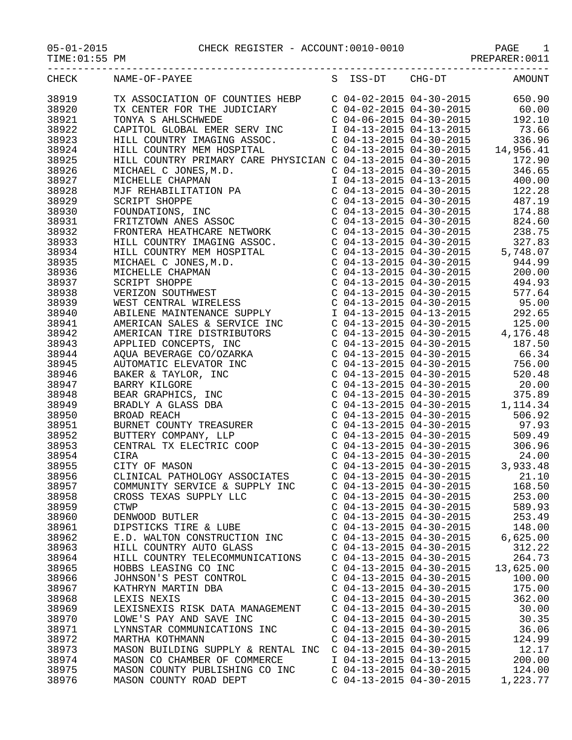05-01-2015 CHECK REGISTER - ACCOUNT:0010-0010

TIME:01:55 PM PREPARER:0011

| CHECK | NAME-OF-PAYEE | S | ISS-DT | CHG-DT | AMOUNT |
|---|---|---|---|---|---|
| 38919 | TX ASSOCIATION OF COUNTIES HEBP | C | 04-02-2015 | 04-30-2015 | 650.90 |
| 38920 | TX CENTER FOR THE JUDICIARY | C | 04-02-2015 | 04-30-2015 | 60.00 |
| 38921 | TONYA S AHLSCHWEDE | C | 04-06-2015 | 04-30-2015 | 192.10 |
| 38922 | CAPITOL GLOBAL EMER SERV INC | I | 04-13-2015 | 04-13-2015 | 73.66 |
| 38923 | HILL COUNTRY IMAGING ASSOC. | C | 04-13-2015 | 04-30-2015 | 336.96 |
| 38924 | HILL COUNTRY MEM HOSPITAL | C | 04-13-2015 | 04-30-2015 | 14,956.41 |
| 38925 | HILL COUNTRY PRIMARY CARE PHYSICIAN | C | 04-13-2015 | 04-30-2015 | 172.90 |
| 38926 | MICHAEL C JONES,M.D. | C | 04-13-2015 | 04-30-2015 | 346.65 |
| 38927 | MICHELLE CHAPMAN | I | 04-13-2015 | 04-13-2015 | 400.00 |
| 38928 | MJF REHABILITATION PA | C | 04-13-2015 | 04-30-2015 | 122.28 |
| 38929 | SCRIPT SHOPPE | C | 04-13-2015 | 04-30-2015 | 487.19 |
| 38930 | FOUNDATIONS, INC | C | 04-13-2015 | 04-30-2015 | 174.88 |
| 38931 | FRITZTOWN ANES ASSOC | C | 04-13-2015 | 04-30-2015 | 824.60 |
| 38932 | FRONTERA HEATHCARE NETWORK | C | 04-13-2015 | 04-30-2015 | 238.75 |
| 38933 | HILL COUNTRY IMAGING ASSOC. | C | 04-13-2015 | 04-30-2015 | 327.83 |
| 38934 | HILL COUNTRY MEM HOSPITAL | C | 04-13-2015 | 04-30-2015 | 5,748.07 |
| 38935 | MICHAEL C JONES,M.D. | C | 04-13-2015 | 04-30-2015 | 944.99 |
| 38936 | MICHELLE CHAPMAN | C | 04-13-2015 | 04-30-2015 | 200.00 |
| 38937 | SCRIPT SHOPPE | C | 04-13-2015 | 04-30-2015 | 494.93 |
| 38938 | VERIZON SOUTHWEST | C | 04-13-2015 | 04-30-2015 | 577.64 |
| 38939 | WEST CENTRAL WIRELESS | C | 04-13-2015 | 04-30-2015 | 95.00 |
| 38940 | ABILENE MAINTENANCE SUPPLY | I | 04-13-2015 | 04-13-2015 | 292.65 |
| 38941 | AMERICAN SALES & SERVICE INC | C | 04-13-2015 | 04-30-2015 | 125.00 |
| 38942 | AMERICAN TIRE DISTRIBUTORS | C | 04-13-2015 | 04-30-2015 | 4,176.48 |
| 38943 | APPLIED CONCEPTS, INC | C | 04-13-2015 | 04-30-2015 | 187.50 |
| 38944 | AQUA BEVERAGE CO/OZARKA | C | 04-13-2015 | 04-30-2015 | 66.34 |
| 38945 | AUTOMATIC ELEVATOR INC | C | 04-13-2015 | 04-30-2015 | 756.00 |
| 38946 | BAKER & TAYLOR, INC | C | 04-13-2015 | 04-30-2015 | 520.48 |
| 38947 | BARRY KILGORE | C | 04-13-2015 | 04-30-2015 | 20.00 |
| 38948 | BEAR GRAPHICS, INC | C | 04-13-2015 | 04-30-2015 | 375.89 |
| 38949 | BRADLY A GLASS DBA | C | 04-13-2015 | 04-30-2015 | 1,114.34 |
| 38950 | BROAD REACH | C | 04-13-2015 | 04-30-2015 | 506.92 |
| 38951 | BURNET COUNTY TREASURER | C | 04-13-2015 | 04-30-2015 | 97.93 |
| 38952 | BUTTERY COMPANY, LLP | C | 04-13-2015 | 04-30-2015 | 509.49 |
| 38953 | CENTRAL TX ELECTRIC COOP | C | 04-13-2015 | 04-30-2015 | 306.96 |
| 38954 | CIRA | C | 04-13-2015 | 04-30-2015 | 24.00 |
| 38955 | CITY OF MASON | C | 04-13-2015 | 04-30-2015 | 3,933.48 |
| 38956 | CLINICAL PATHOLOGY ASSOCIATES | C | 04-13-2015 | 04-30-2015 | 21.10 |
| 38957 | COMMUNITY SERVICE & SUPPLY INC | C | 04-13-2015 | 04-30-2015 | 168.50 |
| 38958 | CROSS TEXAS SUPPLY LLC | C | 04-13-2015 | 04-30-2015 | 253.00 |
| 38959 | CTWP | C | 04-13-2015 | 04-30-2015 | 589.93 |
| 38960 | DENWOOD BUTLER | C | 04-13-2015 | 04-30-2015 | 253.49 |
| 38961 | DIPSTICKS TIRE & LUBE | C | 04-13-2015 | 04-30-2015 | 148.00 |
| 38962 | E.D. WALTON CONSTRUCTION INC | C | 04-13-2015 | 04-30-2015 | 6,625.00 |
| 38963 | HILL COUNTRY AUTO GLASS | C | 04-13-2015 | 04-30-2015 | 312.22 |
| 38964 | HILL COUNTRY TELECOMMUNICATIONS | C | 04-13-2015 | 04-30-2015 | 264.73 |
| 38965 | HOBBS LEASING CO INC | C | 04-13-2015 | 04-30-2015 | 13,625.00 |
| 38966 | JOHNSON'S PEST CONTROL | C | 04-13-2015 | 04-30-2015 | 100.00 |
| 38967 | KATHRYN MARTIN DBA | C | 04-13-2015 | 04-30-2015 | 175.00 |
| 38968 | LEXIS NEXIS | C | 04-13-2015 | 04-30-2015 | 362.00 |
| 38969 | LEXISNEXIS RISK DATA MANAGEMENT | C | 04-13-2015 | 04-30-2015 | 30.00 |
| 38970 | LOWE'S PAY AND SAVE INC | C | 04-13-2015 | 04-30-2015 | 30.35 |
| 38971 | LYNNSTAR COMMUNICATIONS INC | C | 04-13-2015 | 04-30-2015 | 36.06 |
| 38972 | MARTHA KOTHMANN | C | 04-13-2015 | 04-30-2015 | 124.99 |
| 38973 | MASON BUILDING SUPPLY & RENTAL INC | C | 04-13-2015 | 04-30-2015 | 12.17 |
| 38974 | MASON CO CHAMBER OF COMMERCE | I | 04-13-2015 | 04-13-2015 | 200.00 |
| 38975 | MASON COUNTY PUBLISHING CO INC | C | 04-13-2015 | 04-30-2015 | 124.00 |
| 38976 | MASON COUNTY ROAD DEPT | C | 04-13-2015 | 04-30-2015 | 1,223.77 |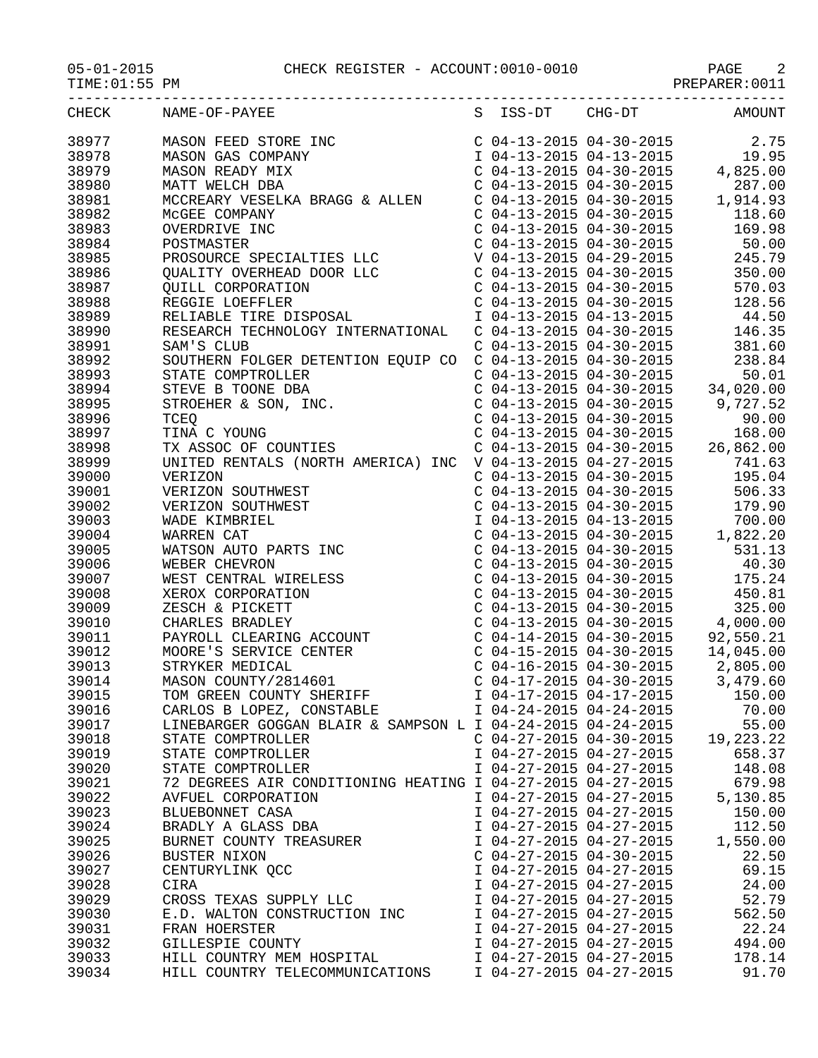CHECK REGISTER - ACCOUNT:0010-0010

05-01-2015
TIME:01:55 PM
PREPARER:0011

| CHECK | NAME-OF-PAYEE | S | ISS-DT | CHG-DT | AMOUNT |
|---|---|---|---|---|---|
| 38977 | MASON FEED STORE INC | C | 04-13-2015 | 04-30-2015 | 2.75 |
| 38978 | MASON GAS COMPANY | I | 04-13-2015 | 04-13-2015 | 19.95 |
| 38979 | MASON READY MIX | C | 04-13-2015 | 04-30-2015 | 4,825.00 |
| 38980 | MATT WELCH DBA | C | 04-13-2015 | 04-30-2015 | 287.00 |
| 38981 | MCCREARY VESELKA BRAGG & ALLEN | C | 04-13-2015 | 04-30-2015 | 1,914.93 |
| 38982 | McGEE COMPANY | C | 04-13-2015 | 04-30-2015 | 118.60 |
| 38983 | OVERDRIVE INC | C | 04-13-2015 | 04-30-2015 | 169.98 |
| 38984 | POSTMASTER | C | 04-13-2015 | 04-30-2015 | 50.00 |
| 38985 | PROSOURCE SPECIALTIES LLC | V | 04-13-2015 | 04-29-2015 | 245.79 |
| 38986 | QUALITY OVERHEAD DOOR LLC | C | 04-13-2015 | 04-30-2015 | 350.00 |
| 38987 | QUILL CORPORATION | C | 04-13-2015 | 04-30-2015 | 570.03 |
| 38988 | REGGIE LOEFFLER | C | 04-13-2015 | 04-30-2015 | 128.56 |
| 38989 | RELIABLE TIRE DISPOSAL | I | 04-13-2015 | 04-13-2015 | 44.50 |
| 38990 | RESEARCH TECHNOLOGY INTERNATIONAL | C | 04-13-2015 | 04-30-2015 | 146.35 |
| 38991 | SAM'S CLUB | C | 04-13-2015 | 04-30-2015 | 381.60 |
| 38992 | SOUTHERN FOLGER DETENTION EQUIP CO | C | 04-13-2015 | 04-30-2015 | 238.84 |
| 38993 | STATE COMPTROLLER | C | 04-13-2015 | 04-30-2015 | 50.01 |
| 38994 | STEVE B TOONE DBA | C | 04-13-2015 | 04-30-2015 | 34,020.00 |
| 38995 | STROEHER & SON, INC. | C | 04-13-2015 | 04-30-2015 | 9,727.52 |
| 38996 | TCEQ | C | 04-13-2015 | 04-30-2015 | 90.00 |
| 38997 | TINA C YOUNG | C | 04-13-2015 | 04-30-2015 | 168.00 |
| 38998 | TX ASSOC OF COUNTIES | C | 04-13-2015 | 04-30-2015 | 26,862.00 |
| 38999 | UNITED RENTALS (NORTH AMERICA) INC | V | 04-13-2015 | 04-27-2015 | 741.63 |
| 39000 | VERIZON | C | 04-13-2015 | 04-30-2015 | 195.04 |
| 39001 | VERIZON SOUTHWEST | C | 04-13-2015 | 04-30-2015 | 506.33 |
| 39002 | VERIZON SOUTHWEST | C | 04-13-2015 | 04-30-2015 | 179.90 |
| 39003 | WADE KIMBRIEL | I | 04-13-2015 | 04-13-2015 | 700.00 |
| 39004 | WARREN CAT | C | 04-13-2015 | 04-30-2015 | 1,822.20 |
| 39005 | WATSON AUTO PARTS INC | C | 04-13-2015 | 04-30-2015 | 531.13 |
| 39006 | WEBER CHEVRON | C | 04-13-2015 | 04-30-2015 | 40.30 |
| 39007 | WEST CENTRAL WIRELESS | C | 04-13-2015 | 04-30-2015 | 175.24 |
| 39008 | XEROX CORPORATION | C | 04-13-2015 | 04-30-2015 | 450.81 |
| 39009 | ZESCH & PICKETT | C | 04-13-2015 | 04-30-2015 | 325.00 |
| 39010 | CHARLES BRADLEY | C | 04-13-2015 | 04-30-2015 | 4,000.00 |
| 39011 | PAYROLL CLEARING ACCOUNT | C | 04-14-2015 | 04-30-2015 | 92,550.21 |
| 39012 | MOORE'S SERVICE CENTER | C | 04-15-2015 | 04-30-2015 | 14,045.00 |
| 39013 | STRYKER MEDICAL | C | 04-16-2015 | 04-30-2015 | 2,805.00 |
| 39014 | MASON COUNTY/2814601 | C | 04-17-2015 | 04-30-2015 | 3,479.60 |
| 39015 | TOM GREEN COUNTY SHERIFF | I | 04-17-2015 | 04-17-2015 | 150.00 |
| 39016 | CARLOS B LOPEZ, CONSTABLE | I | 04-24-2015 | 04-24-2015 | 70.00 |
| 39017 | LINEBARGER GOGGAN BLAIR & SAMPSON L | I | 04-24-2015 | 04-24-2015 | 55.00 |
| 39018 | STATE COMPTROLLER | C | 04-27-2015 | 04-30-2015 | 19,223.22 |
| 39019 | STATE COMPTROLLER | I | 04-27-2015 | 04-27-2015 | 658.37 |
| 39020 | STATE COMPTROLLER | I | 04-27-2015 | 04-27-2015 | 148.08 |
| 39021 | 72 DEGREES AIR CONDITIONING HEATING | I | 04-27-2015 | 04-27-2015 | 679.98 |
| 39022 | AVFUEL CORPORATION | I | 04-27-2015 | 04-27-2015 | 5,130.85 |
| 39023 | BLUEBONNET CASA | I | 04-27-2015 | 04-27-2015 | 150.00 |
| 39024 | BRADLY A GLASS DBA | I | 04-27-2015 | 04-27-2015 | 112.50 |
| 39025 | BURNET COUNTY TREASURER | I | 04-27-2015 | 04-27-2015 | 1,550.00 |
| 39026 | BUSTER NIXON | C | 04-27-2015 | 04-30-2015 | 22.50 |
| 39027 | CENTURYLINK QCC | I | 04-27-2015 | 04-27-2015 | 69.15 |
| 39028 | CIRA | I | 04-27-2015 | 04-27-2015 | 24.00 |
| 39029 | CROSS TEXAS SUPPLY LLC | I | 04-27-2015 | 04-27-2015 | 52.79 |
| 39030 | E.D. WALTON CONSTRUCTION INC | I | 04-27-2015 | 04-27-2015 | 562.50 |
| 39031 | FRAN HOERSTER | I | 04-27-2015 | 04-27-2015 | 22.24 |
| 39032 | GILLESPIE COUNTY | I | 04-27-2015 | 04-27-2015 | 494.00 |
| 39033 | HILL COUNTRY MEM HOSPITAL | I | 04-27-2015 | 04-27-2015 | 178.14 |
| 39034 | HILL COUNTRY TELECOMMUNICATIONS | I | 04-27-2015 | 04-27-2015 | 91.70 |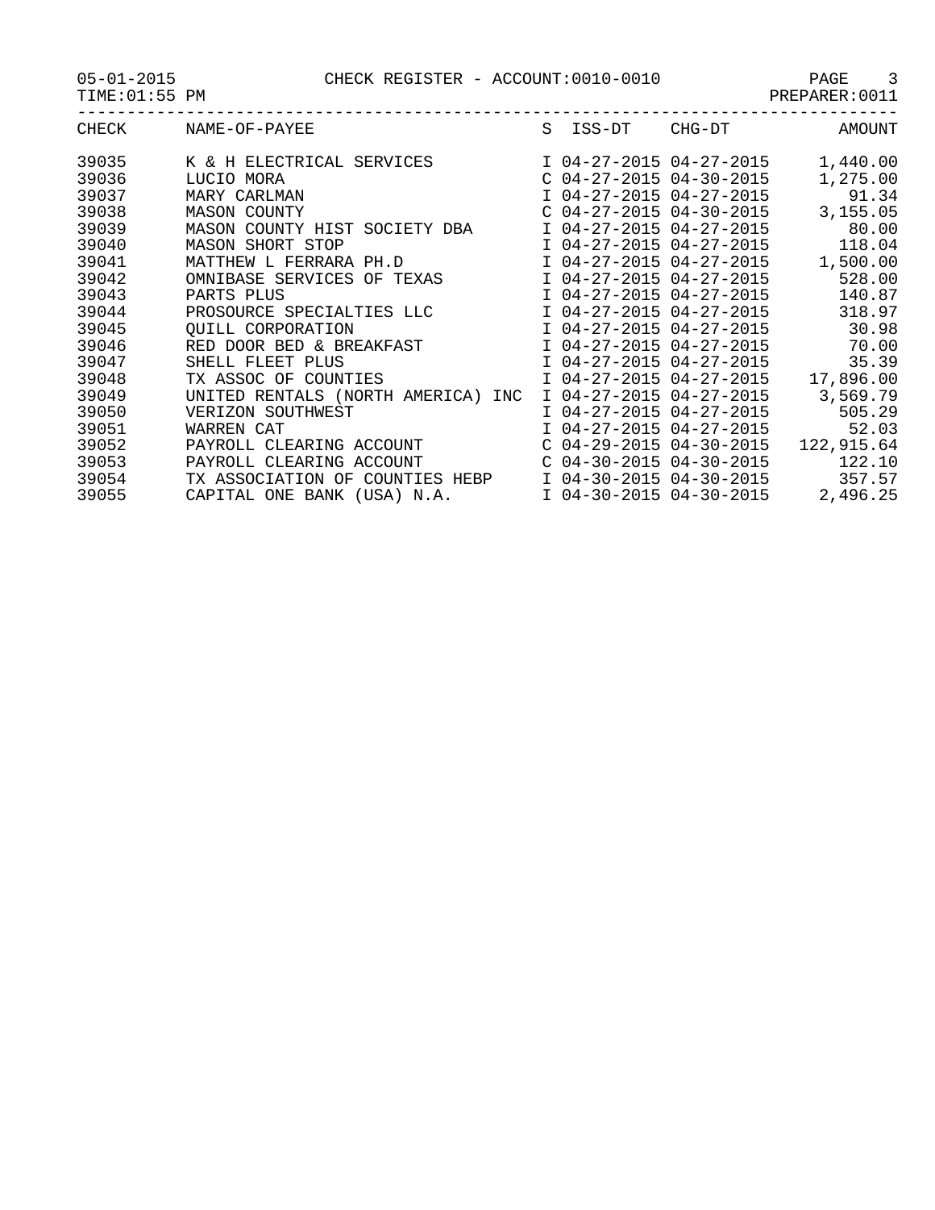05-01-2015 CHECK REGISTER - ACCOUNT:0010-0010

TIME:01:55 PM PREPARER:0011

| CHECK | NAME-OF-PAYEE | S | ISS-DT | CHG-DT | AMOUNT |
|---|---|---|---|---|---|
| 39035 | K & H ELECTRICAL SERVICES | I | 04-27-2015 | 04-27-2015 | 1,440.00 |
| 39036 | LUCIO MORA | C | 04-27-2015 | 04-30-2015 | 1,275.00 |
| 39037 | MARY CARLMAN | I | 04-27-2015 | 04-27-2015 | 91.34 |
| 39038 | MASON COUNTY | C | 04-27-2015 | 04-30-2015 | 3,155.05 |
| 39039 | MASON COUNTY HIST SOCIETY DBA | I | 04-27-2015 | 04-27-2015 | 80.00 |
| 39040 | MASON SHORT STOP | I | 04-27-2015 | 04-27-2015 | 118.04 |
| 39041 | MATTHEW L FERRARA PH.D | I | 04-27-2015 | 04-27-2015 | 1,500.00 |
| 39042 | OMNIBASE SERVICES OF TEXAS | I | 04-27-2015 | 04-27-2015 | 528.00 |
| 39043 | PARTS PLUS | I | 04-27-2015 | 04-27-2015 | 140.87 |
| 39044 | PROSOURCE SPECIALTIES LLC | I | 04-27-2015 | 04-27-2015 | 318.97 |
| 39045 | QUILL CORPORATION | I | 04-27-2015 | 04-27-2015 | 30.98 |
| 39046 | RED DOOR BED & BREAKFAST | I | 04-27-2015 | 04-27-2015 | 70.00 |
| 39047 | SHELL FLEET PLUS | I | 04-27-2015 | 04-27-2015 | 35.39 |
| 39048 | TX ASSOC OF COUNTIES | I | 04-27-2015 | 04-27-2015 | 17,896.00 |
| 39049 | UNITED RENTALS (NORTH AMERICA) INC | I | 04-27-2015 | 04-27-2015 | 3,569.79 |
| 39050 | VERIZON SOUTHWEST | I | 04-27-2015 | 04-27-2015 | 505.29 |
| 39051 | WARREN CAT | I | 04-27-2015 | 04-27-2015 | 52.03 |
| 39052 | PAYROLL CLEARING ACCOUNT | C | 04-29-2015 | 04-30-2015 | 122,915.64 |
| 39053 | PAYROLL CLEARING ACCOUNT | C | 04-30-2015 | 04-30-2015 | 122.10 |
| 39054 | TX ASSOCIATION OF COUNTIES HEBP | I | 04-30-2015 | 04-30-2015 | 357.57 |
| 39055 | CAPITAL ONE BANK (USA) N.A. | I | 04-30-2015 | 04-30-2015 | 2,496.25 |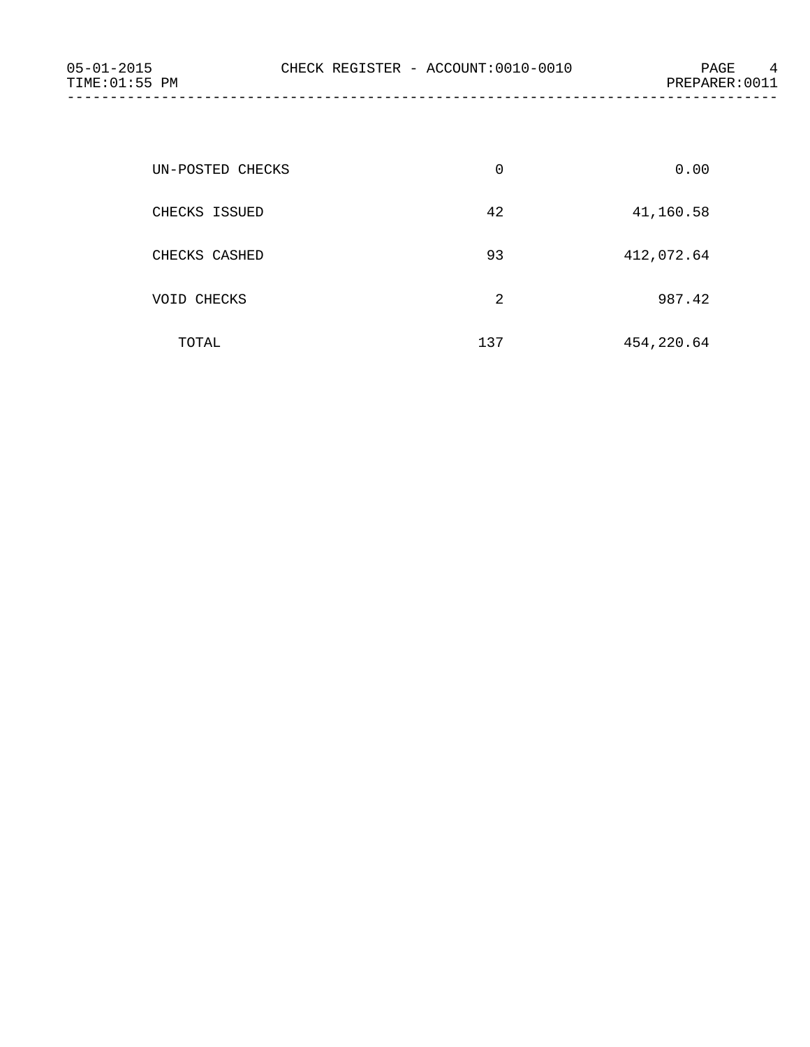| | | |
|---|---|---|
| UN-POSTED CHECKS | 0 | 0.00 |
| CHECKS ISSUED | 42 | 41,160.58 |
| CHECKS CASHED | 93 | 412,072.64 |
| VOID CHECKS | 2 | 987.42 |
| TOTAL | 137 | 454,220.64 |